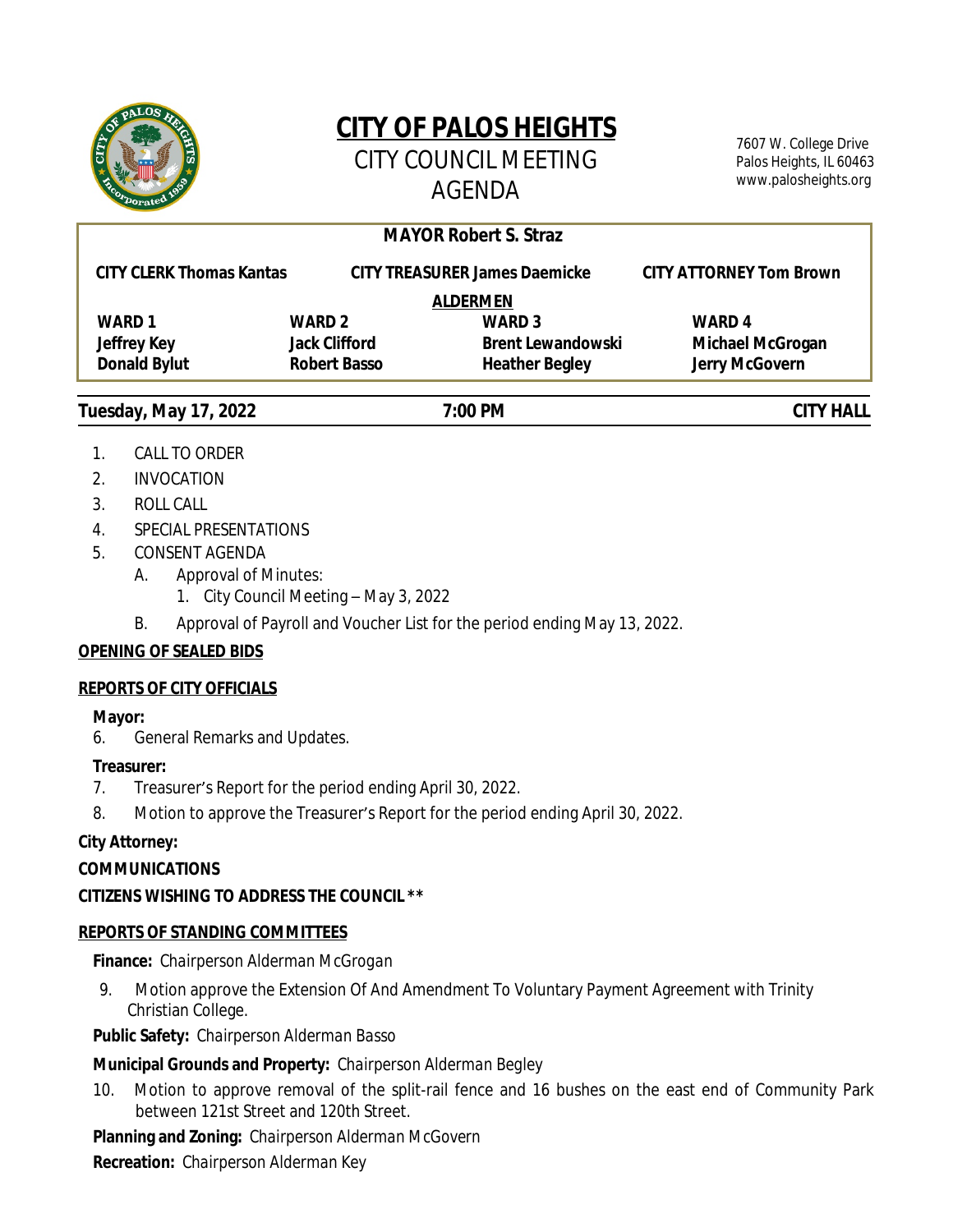# CITY OF PALOS HEIGHTS

## CITY COUNCIL MEETING AGENDA

7607 W. College Drive
Palos Heights, IL 60463
www.palosheights.org

**MAYOR Robert S. Straz**

| CITY CLERK Thomas Kantas | CITY TREASURER James Daemicke | CITY ATTORNEY Tom Brown |
|---|---|---|

**ALDERMEN**

| WARD 1 | WARD 2 | WARD 3 | WARD 4 |
|---|---|---|---|
| Jeffrey Key | Jack Clifford | Brent Lewandowski | Michael McGrogan |
| Donald Bylut | Robert Basso | Heather Begley | Jerry McGovern |

**Tuesday, May 17, 2022** **7:00 PM** **CITY HALL**

1. CALL TO ORDER
2. INVOCATION
3. ROLL CALL
4. SPECIAL PRESENTATIONS
5. CONSENT AGENDA
   - A. Approval of Minutes:
     1. City Council Meeting – May 3, 2022
   - B. Approval of Payroll and Voucher List for the period ending May 13, 2022.

**OPENING OF SEALED BIDS**

**REPORTS OF CITY OFFICIALS**

**Mayor:**

6. General Remarks and Updates.

**Treasurer:**

7. Treasurer's Report for the period ending April 30, 2022.
8. Motion to approve the Treasurer's Report for the period ending April 30, 2022.

**City Attorney:**

**COMMUNICATIONS**

**CITIZENS WISHING TO ADDRESS THE COUNCIL \*\***

**REPORTS OF STANDING COMMITTEES**

**Finance:** Chairperson Alderman McGrogan

9. Motion approve the Extension Of And Amendment To Voluntary Payment Agreement with Trinity Christian College.

**Public Safety:** Chairperson Alderman Basso

**Municipal Grounds and Property:** Chairperson Alderman Begley

10. Motion to approve removal of the split-rail fence and 16 bushes on the east end of Community Park between 121st Street and 120th Street.

**Planning and Zoning:** Chairperson Alderman McGovern

**Recreation:** Chairperson Alderman Key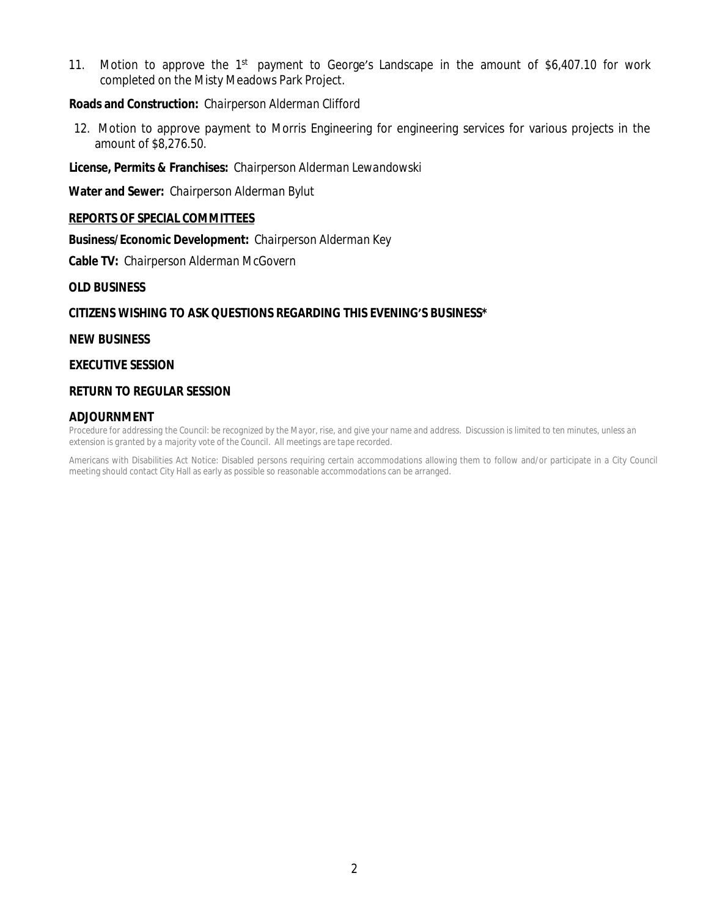11. Motion to approve the 1st payment to George's Landscape in the amount of $6,407.10 for work completed on the Misty Meadows Park Project.

**Roads and Construction:** Chairperson Alderman Clifford

12. Motion to approve payment to Morris Engineering for engineering services for various projects in the amount of $8,276.50.

**License, Permits & Franchises:** Chairperson Alderman Lewandowski

**Water and Sewer:** Chairperson Alderman Bylut

## REPORTS OF SPECIAL COMMITTEES

**Business/Economic Development:** Chairperson Alderman Key

**Cable TV:** Chairperson Alderman McGovern

**OLD BUSINESS**

**CITIZENS WISHING TO ASK QUESTIONS REGARDING THIS EVENING'S BUSINESS***

**NEW BUSINESS**

**EXECUTIVE SESSION**

**RETURN TO REGULAR SESSION**

**ADJOURNMENT**

*Procedure for addressing the Council: be recognized by the Mayor, rise, and give your name and address. Discussion is limited to ten minutes, unless an extension is granted by a majority vote of the Council. All meetings are tape recorded.*

*Americans with Disabilities Act Notice: Disabled persons requiring certain accommodations allowing them to follow and/or participate in a City Council meeting should contact City Hall as early as possible so reasonable accommodations can be arranged.*